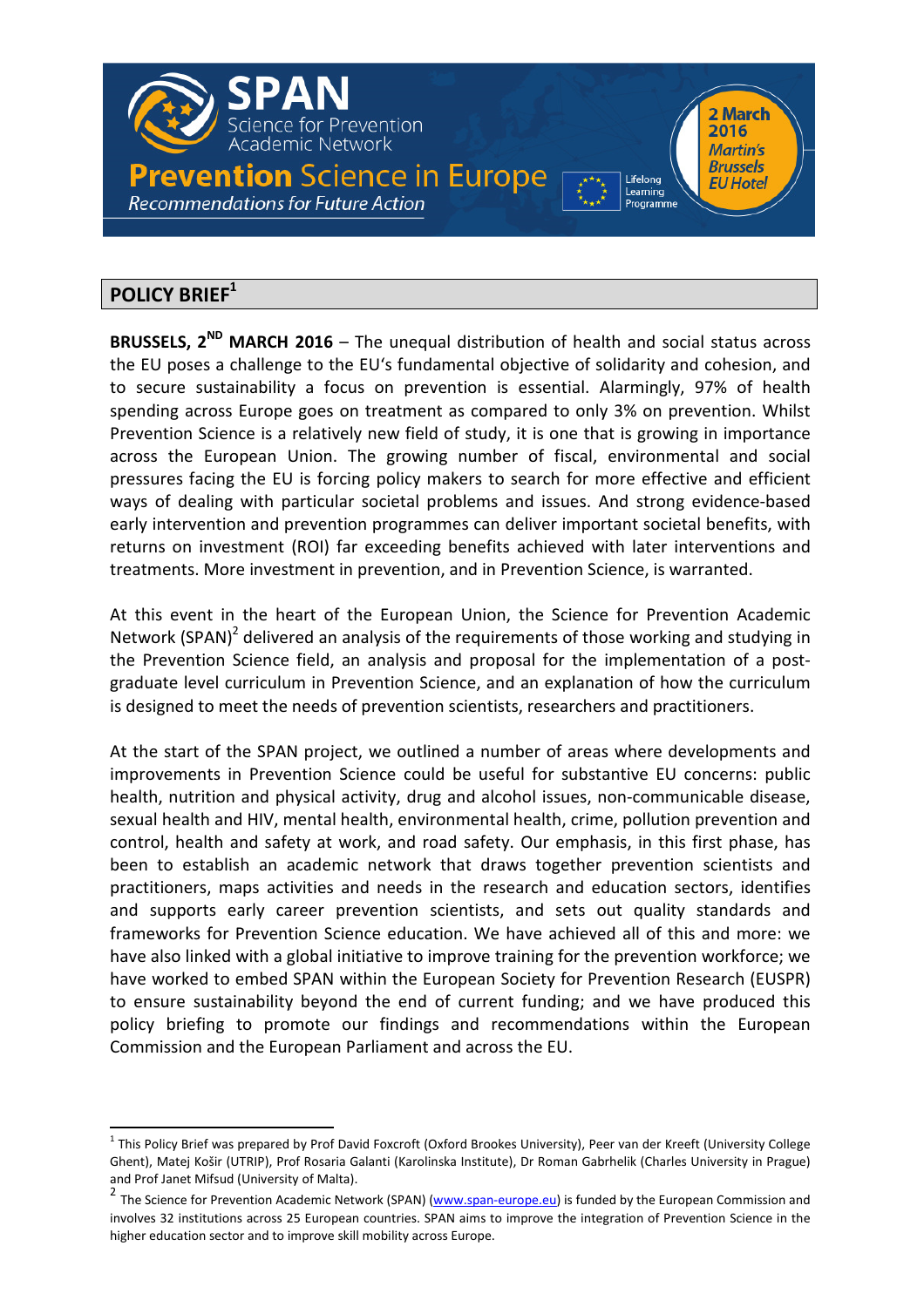# SPAN

Science for Prevention Academic Network

**Prevention Science in Europe**

*Recommendations for Future Action*

Lifelong Learning Programme

**2 March 2016**
*Martin's Brussels EU Hotel*

## POLICY BRIEF[1]

**BRUSSELS, 2[ND] MARCH 2016** – The unequal distribution of health and social status across the EU poses a challenge to the EU's fundamental objective of solidarity and cohesion, and to secure sustainability a focus on prevention is essential. Alarmingly, 97% of health spending across Europe goes on treatment as compared to only 3% on prevention. Whilst Prevention Science is a relatively new field of study, it is one that is growing in importance across the European Union. The growing number of fiscal, environmental and social pressures facing the EU is forcing policy makers to search for more effective and efficient ways of dealing with particular societal problems and issues. And strong evidence-based early intervention and prevention programmes can deliver important societal benefits, with returns on investment (ROI) far exceeding benefits achieved with later interventions and treatments. More investment in prevention, and in Prevention Science, is warranted.

At this event in the heart of the European Union, the Science for Prevention Academic Network (SPAN)[2] delivered an analysis of the requirements of those working and studying in the Prevention Science field, an analysis and proposal for the implementation of a post-graduate level curriculum in Prevention Science, and an explanation of how the curriculum is designed to meet the needs of prevention scientists, researchers and practitioners.

At the start of the SPAN project, we outlined a number of areas where developments and improvements in Prevention Science could be useful for substantive EU concerns: public health, nutrition and physical activity, drug and alcohol issues, non-communicable disease, sexual health and HIV, mental health, environmental health, crime, pollution prevention and control, health and safety at work, and road safety. Our emphasis, in this first phase, has been to establish an academic network that draws together prevention scientists and practitioners, maps activities and needs in the research and education sectors, identifies and supports early career prevention scientists, and sets out quality standards and frameworks for Prevention Science education. We have achieved all of this and more: we have also linked with a global initiative to improve training for the prevention workforce; we have worked to embed SPAN within the European Society for Prevention Research (EUSPR) to ensure sustainability beyond the end of current funding; and we have produced this policy briefing to promote our findings and recommendations within the European Commission and the European Parliament and across the EU.

---

[1] This Policy Brief was prepared by Prof David Foxcroft (Oxford Brookes University), Peer van der Kreeft (University College Ghent), Matej Košir (UTRIP), Prof Rosaria Galanti (Karolinska Institute), Dr Roman Gabrhelik (Charles University in Prague) and Prof Janet Mifsud (University of Malta).

[2] The Science for Prevention Academic Network (SPAN) (www.span-europe.eu) is funded by the European Commission and involves 32 institutions across 25 European countries. SPAN aims to improve the integration of Prevention Science in the higher education sector and to improve skill mobility across Europe.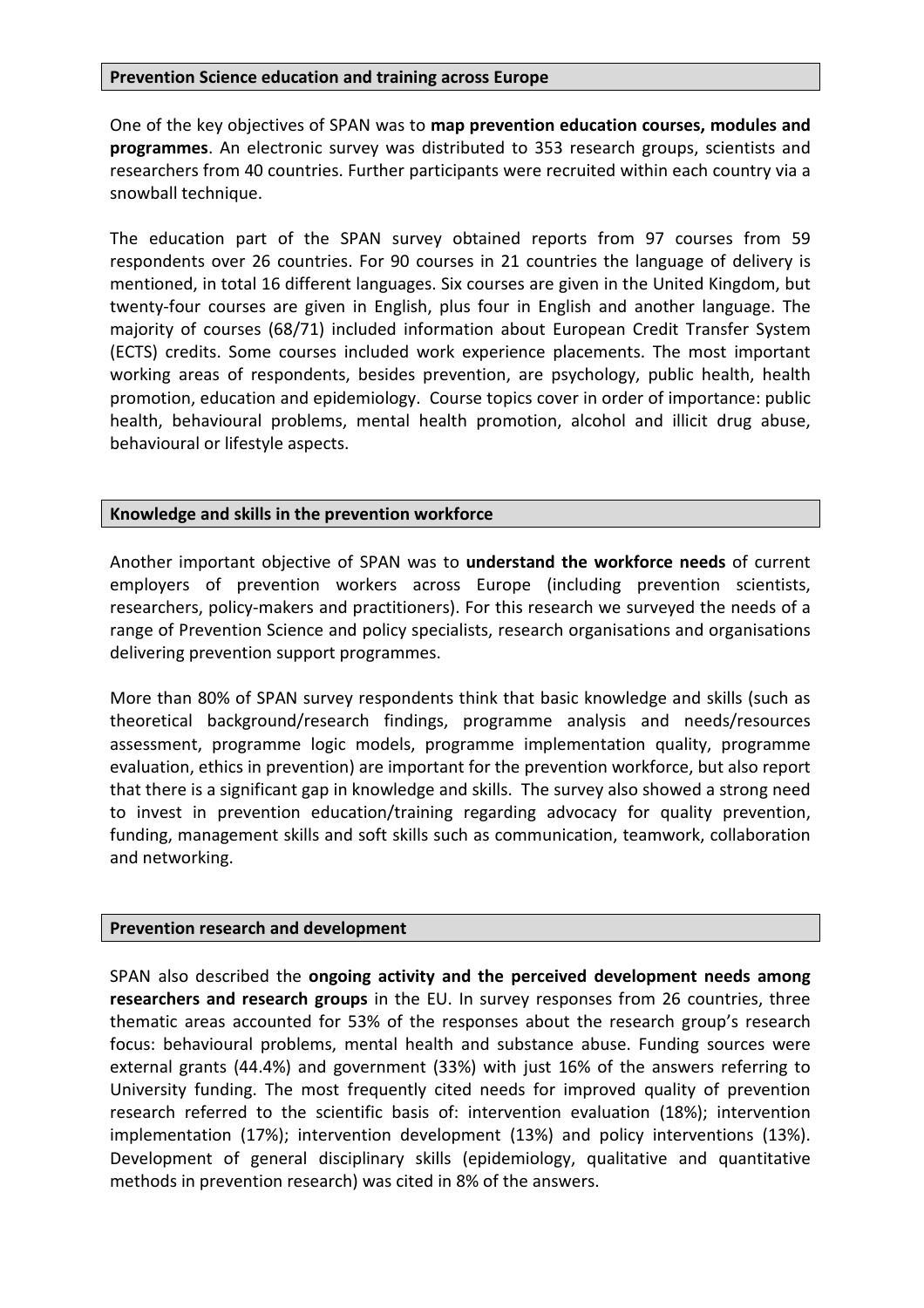## Prevention Science education and training across Europe

One of the key objectives of SPAN was to **map prevention education courses, modules and programmes**. An electronic survey was distributed to 353 research groups, scientists and researchers from 40 countries. Further participants were recruited within each country via a snowball technique.

The education part of the SPAN survey obtained reports from 97 courses from 59 respondents over 26 countries. For 90 courses in 21 countries the language of delivery is mentioned, in total 16 different languages. Six courses are given in the United Kingdom, but twenty-four courses are given in English, plus four in English and another language. The majority of courses (68/71) included information about European Credit Transfer System (ECTS) credits. Some courses included work experience placements. The most important working areas of respondents, besides prevention, are psychology, public health, health promotion, education and epidemiology. Course topics cover in order of importance: public health, behavioural problems, mental health promotion, alcohol and illicit drug abuse, behavioural or lifestyle aspects.

## Knowledge and skills in the prevention workforce

Another important objective of SPAN was to **understand the workforce needs** of current employers of prevention workers across Europe (including prevention scientists, researchers, policy-makers and practitioners). For this research we surveyed the needs of a range of Prevention Science and policy specialists, research organisations and organisations delivering prevention support programmes.

More than 80% of SPAN survey respondents think that basic knowledge and skills (such as theoretical background/research findings, programme analysis and needs/resources assessment, programme logic models, programme implementation quality, programme evaluation, ethics in prevention) are important for the prevention workforce, but also report that there is a significant gap in knowledge and skills. The survey also showed a strong need to invest in prevention education/training regarding advocacy for quality prevention, funding, management skills and soft skills such as communication, teamwork, collaboration and networking.

## Prevention research and development

SPAN also described the **ongoing activity and the perceived development needs among researchers and research groups** in the EU. In survey responses from 26 countries, three thematic areas accounted for 53% of the responses about the research group's research focus: behavioural problems, mental health and substance abuse. Funding sources were external grants (44.4%) and government (33%) with just 16% of the answers referring to University funding. The most frequently cited needs for improved quality of prevention research referred to the scientific basis of: intervention evaluation (18%); intervention implementation (17%); intervention development (13%) and policy interventions (13%). Development of general disciplinary skills (epidemiology, qualitative and quantitative methods in prevention research) was cited in 8% of the answers.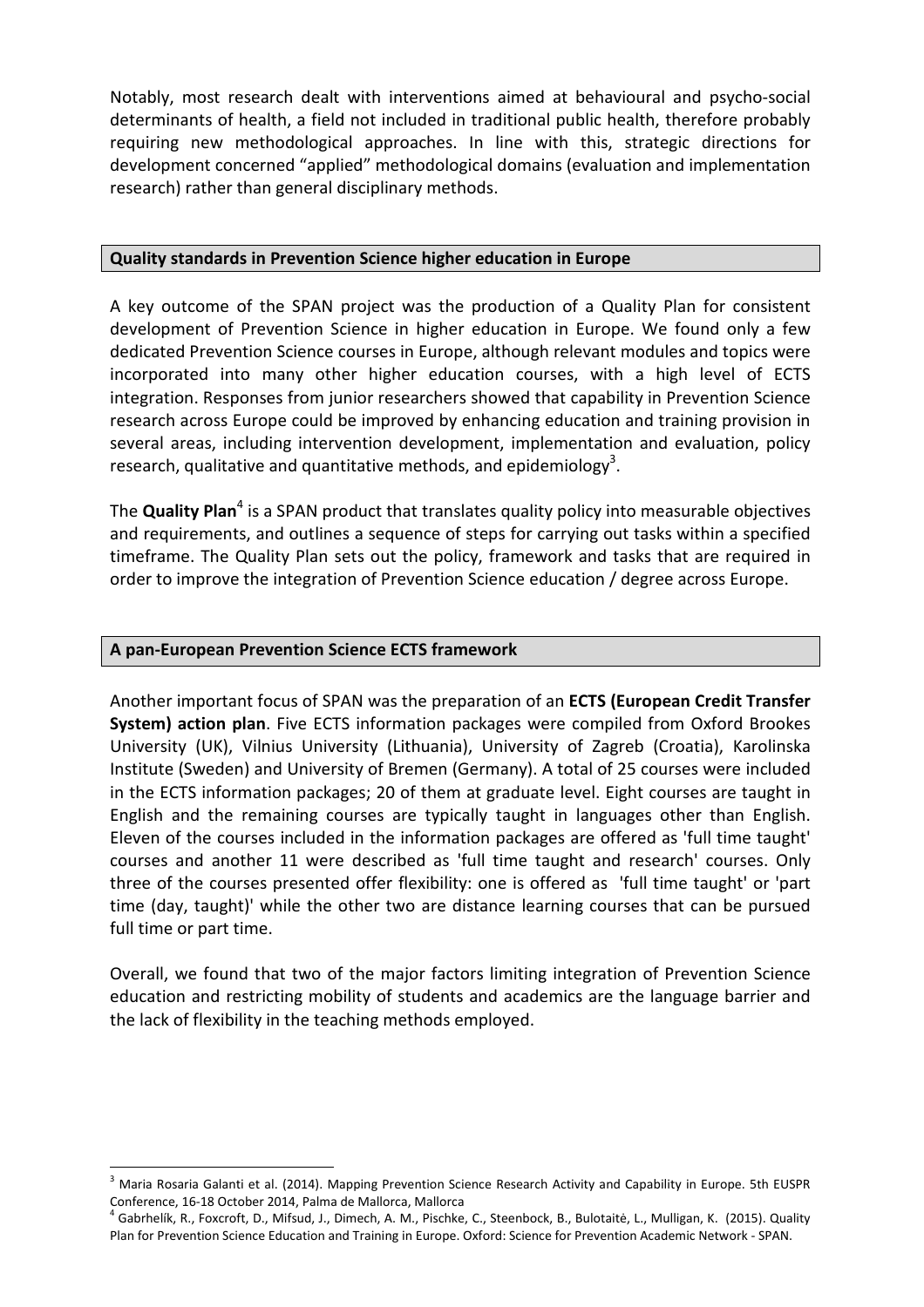Notably, most research dealt with interventions aimed at behavioural and psycho-social determinants of health, a field not included in traditional public health, therefore probably requiring new methodological approaches. In line with this, strategic directions for development concerned "applied" methodological domains (evaluation and implementation research) rather than general disciplinary methods.

## Quality standards in Prevention Science higher education in Europe

A key outcome of the SPAN project was the production of a Quality Plan for consistent development of Prevention Science in higher education in Europe. We found only a few dedicated Prevention Science courses in Europe, although relevant modules and topics were incorporated into many other higher education courses, with a high level of ECTS integration. Responses from junior researchers showed that capability in Prevention Science research across Europe could be improved by enhancing education and training provision in several areas, including intervention development, implementation and evaluation, policy research, qualitative and quantitative methods, and epidemiology[3].

The **Quality Plan**[4] is a SPAN product that translates quality policy into measurable objectives and requirements, and outlines a sequence of steps for carrying out tasks within a specified timeframe. The Quality Plan sets out the policy, framework and tasks that are required in order to improve the integration of Prevention Science education / degree across Europe.

## A pan-European Prevention Science ECTS framework

Another important focus of SPAN was the preparation of an **ECTS (European Credit Transfer System) action plan**. Five ECTS information packages were compiled from Oxford Brookes University (UK), Vilnius University (Lithuania), University of Zagreb (Croatia), Karolinska Institute (Sweden) and University of Bremen (Germany). A total of 25 courses were included in the ECTS information packages; 20 of them at graduate level. Eight courses are taught in English and the remaining courses are typically taught in languages other than English. Eleven of the courses included in the information packages are offered as 'full time taught' courses and another 11 were described as 'full time taught and research' courses. Only three of the courses presented offer flexibility: one is offered as 'full time taught' or 'part time (day, taught)' while the other two are distance learning courses that can be pursued full time or part time.

Overall, we found that two of the major factors limiting integration of Prevention Science education and restricting mobility of students and academics are the language barrier and the lack of flexibility in the teaching methods employed.

---

[3] Maria Rosaria Galanti et al. (2014). Mapping Prevention Science Research Activity and Capability in Europe. 5th EUSPR Conference, 16-18 October 2014, Palma de Mallorca, Mallorca

[4] Gabrhelík, R., Foxcroft, D., Mifsud, J., Dimech, A. M., Pischke, C., Steenbock, B., Bulotaitė, L., Mulligan, K. (2015). Quality Plan for Prevention Science Education and Training in Europe. Oxford: Science for Prevention Academic Network - SPAN.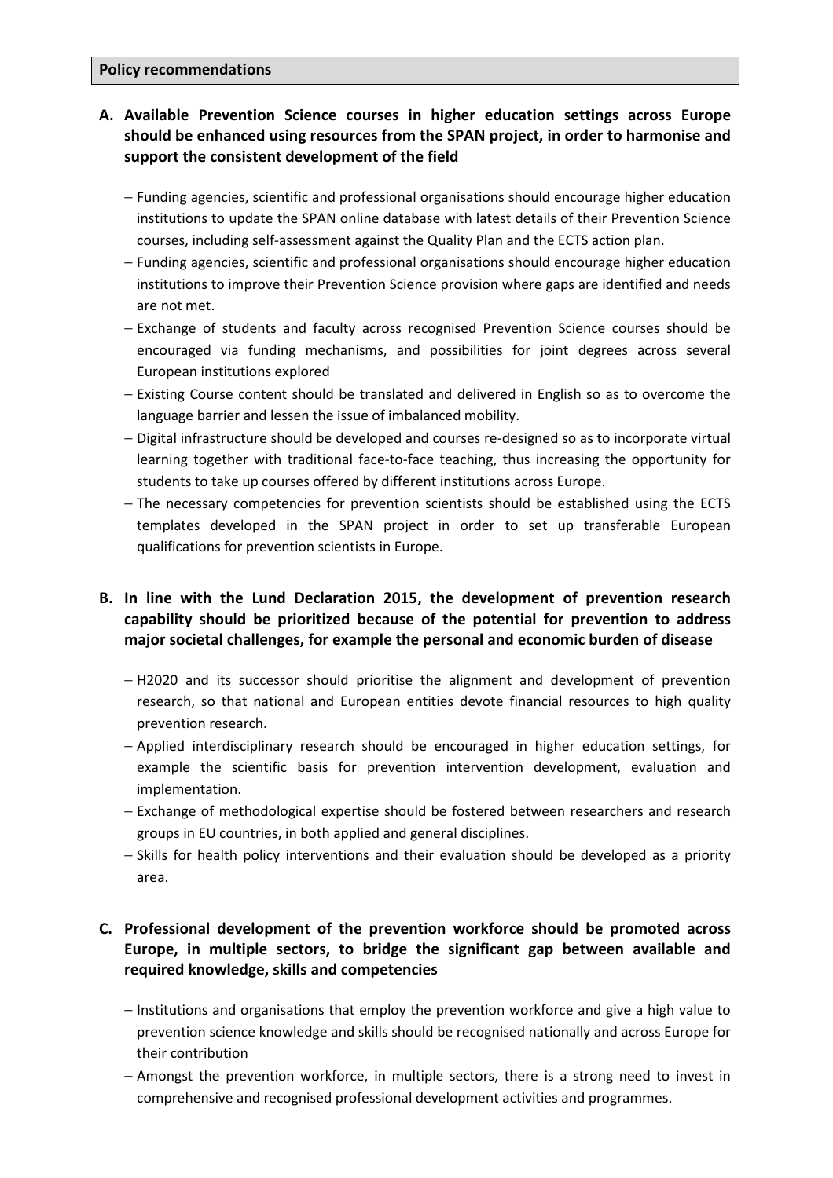## Policy recommendations

**A. Available Prevention Science courses in higher education settings across Europe should be enhanced using resources from the SPAN project, in order to harmonise and support the consistent development of the field**

- Funding agencies, scientific and professional organisations should encourage higher education institutions to update the SPAN online database with latest details of their Prevention Science courses, including self-assessment against the Quality Plan and the ECTS action plan.
- Funding agencies, scientific and professional organisations should encourage higher education institutions to improve their Prevention Science provision where gaps are identified and needs are not met.
- Exchange of students and faculty across recognised Prevention Science courses should be encouraged via funding mechanisms, and possibilities for joint degrees across several European institutions explored
- Existing Course content should be translated and delivered in English so as to overcome the language barrier and lessen the issue of imbalanced mobility.
- Digital infrastructure should be developed and courses re-designed so as to incorporate virtual learning together with traditional face-to-face teaching, thus increasing the opportunity for students to take up courses offered by different institutions across Europe.
- The necessary competencies for prevention scientists should be established using the ECTS templates developed in the SPAN project in order to set up transferable European qualifications for prevention scientists in Europe.

**B. In line with the Lund Declaration 2015, the development of prevention research capability should be prioritized because of the potential for prevention to address major societal challenges, for example the personal and economic burden of disease**

- H2020 and its successor should prioritise the alignment and development of prevention research, so that national and European entities devote financial resources to high quality prevention research.
- Applied interdisciplinary research should be encouraged in higher education settings, for example the scientific basis for prevention intervention development, evaluation and implementation.
- Exchange of methodological expertise should be fostered between researchers and research groups in EU countries, in both applied and general disciplines.
- Skills for health policy interventions and their evaluation should be developed as a priority area.

**C. Professional development of the prevention workforce should be promoted across Europe, in multiple sectors, to bridge the significant gap between available and required knowledge, skills and competencies**

- Institutions and organisations that employ the prevention workforce and give a high value to prevention science knowledge and skills should be recognised nationally and across Europe for their contribution
- Amongst the prevention workforce, in multiple sectors, there is a strong need to invest in comprehensive and recognised professional development activities and programmes.